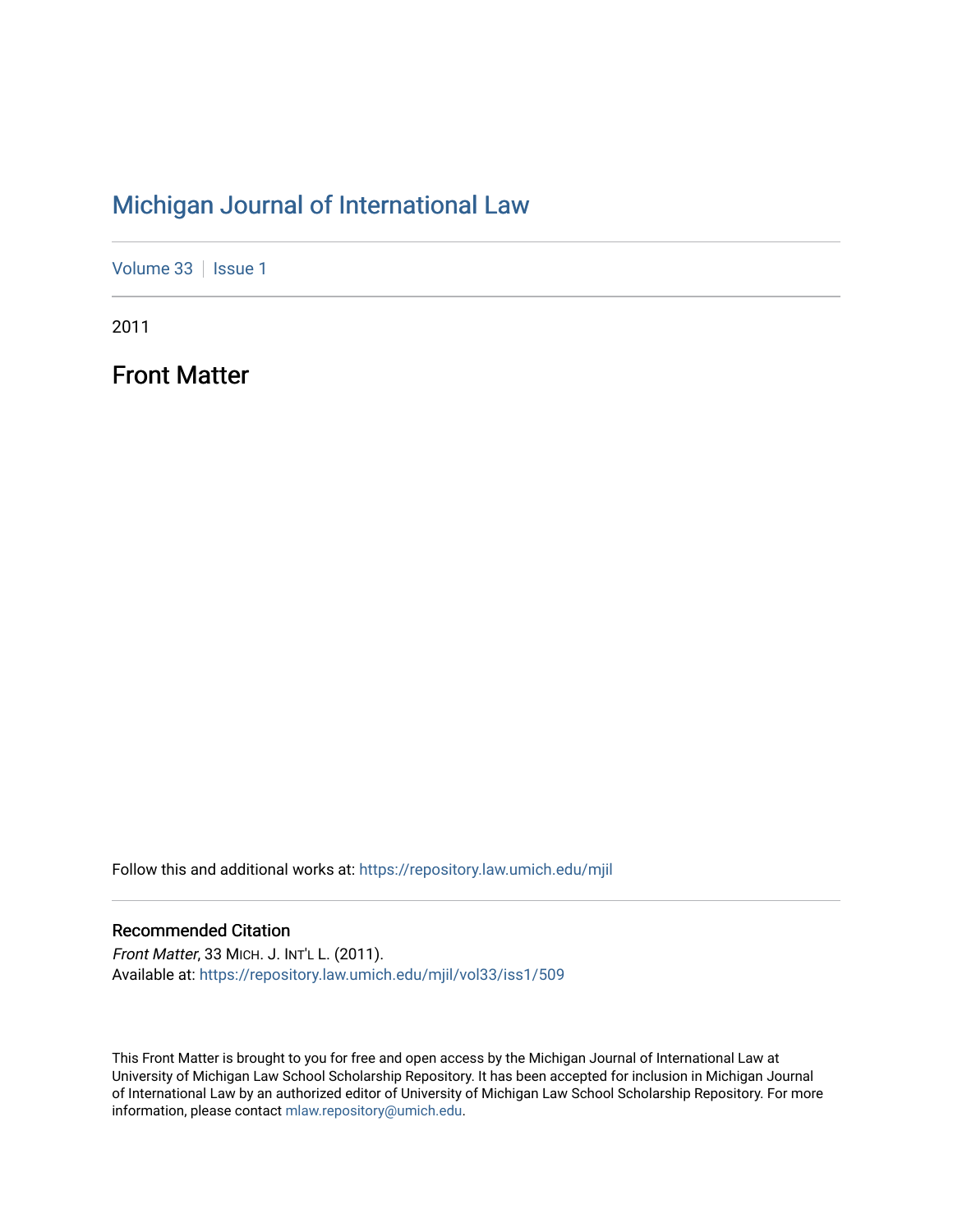# Michigan Journal of International Law

Volume 33 | Issue 1

2011

## Front Matter

Follow this and additional works at: https://repository.law.umich.edu/mjil

### Recommended Citation

*Front Matter*, 33 MICH. J. INT'L L. (2011).
Available at: https://repository.law.umich.edu/mjil/vol33/iss1/509

This Front Matter is brought to you for free and open access by the Michigan Journal of International Law at University of Michigan Law School Scholarship Repository. It has been accepted for inclusion in Michigan Journal of International Law by an authorized editor of University of Michigan Law School Scholarship Repository. For more information, please contact mlaw.repository@umich.edu.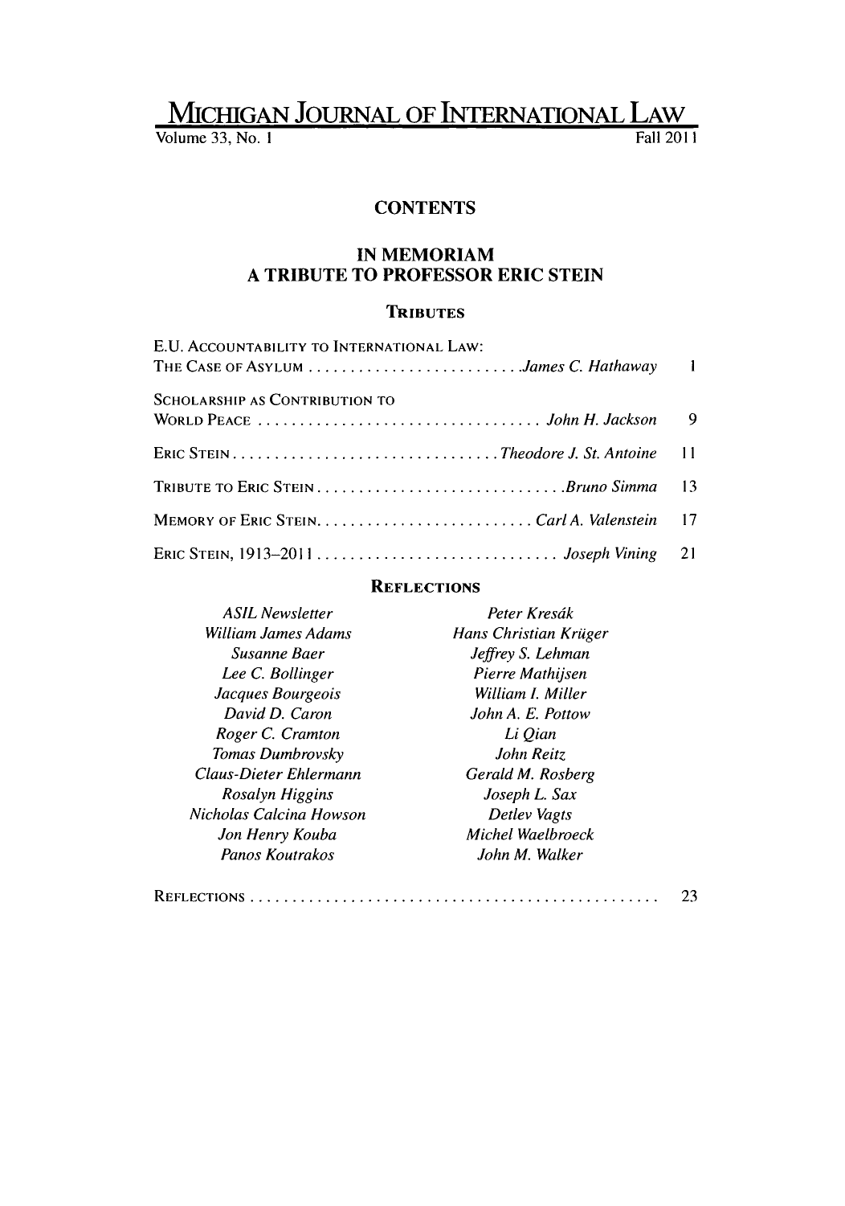# MICHIGAN JOURNAL OF INTERNATIONAL LAW

Volume 33, No. 1 Fall 2011

## CONTENTS

## IN MEMORIAM
## A TRIBUTE TO PROFESSOR ERIC STEIN

### TRIBUTES

E.U. ACCOUNTABILITY TO INTERNATIONAL LAW: THE CASE OF ASYLUM .......................... *James C. Hathaway* 1

SCHOLARSHIP AS CONTRIBUTION TO WORLD PEACE .................................. *John H. Jackson* 9

ERIC STEIN ................................ *Theodore J. St. Antoine* 11

TRIBUTE TO ERIC STEIN .............................. *Bruno Simma* 13

MEMORY OF ERIC STEIN .......................... *Carl A. Valenstein* 17

ERIC STEIN, 1913–2011 ............................. *Joseph Vining* 21

### REFLECTIONS

*ASIL Newsletter*
*William James Adams*
*Susanne Baer*
*Lee C. Bollinger*
*Jacques Bourgeois*
*David D. Caron*
*Roger C. Cramton*
*Tomas Dumbrovsky*
*Claus-Dieter Ehlermann*
*Rosalyn Higgins*
*Nicholas Calcina Howson*
*Jon Henry Kouba*
*Panos Koutrakos*
*Peter Kresák*
*Hans Christian Krüger*
*Jeffrey S. Lehman*
*Pierre Mathijsen*
*William I. Miller*
*John A. E. Pottow*
*Li Qian*
*John Reitz*
*Gerald M. Rosberg*
*Joseph L. Sax*
*Detlev Vagts*
*Michel Waelbroeck*
*John M. Walker*

REFLECTIONS ................................................. 23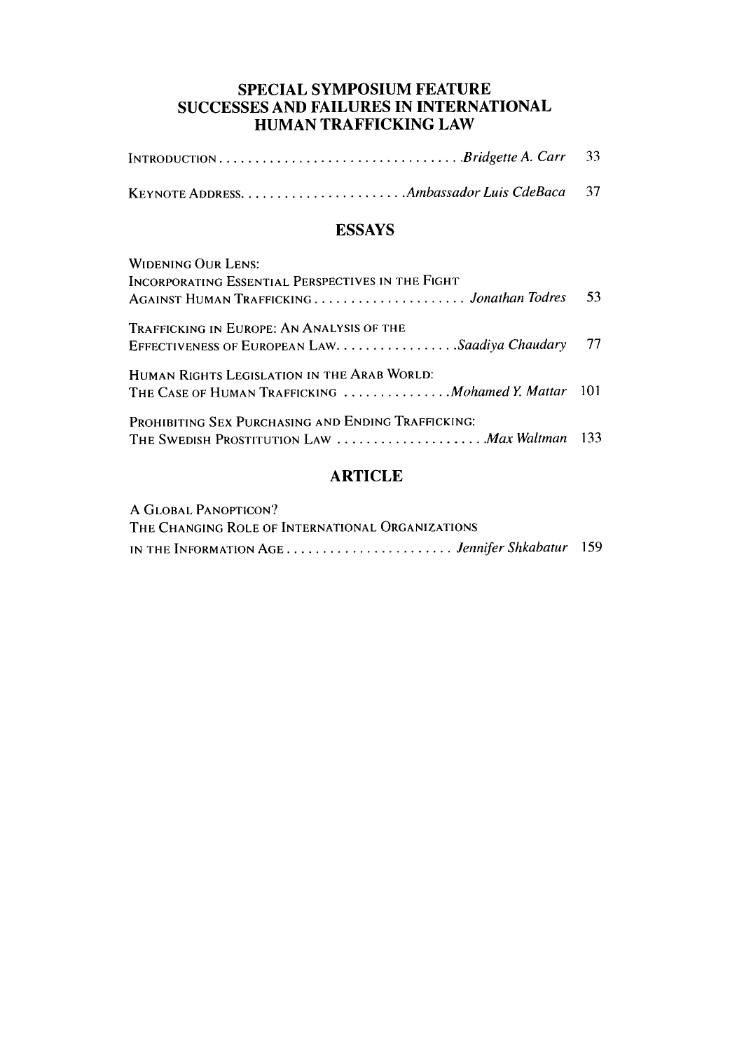## SPECIAL SYMPOSIUM FEATURE
## SUCCESSES AND FAILURES IN INTERNATIONAL HUMAN TRAFFICKING LAW

INTRODUCTION . . . . . . . . . . . . . . . . . . . . . . . . . . . . . . . . . *Bridgette A. Carr* 33

KEYNOTE ADDRESS. . . . . . . . . . . . . . . . . . . . . . *Ambassador Luis CdeBaca* 37

## ESSAYS

WIDENING OUR LENS:
INCORPORATING ESSENTIAL PERSPECTIVES IN THE FIGHT
AGAINST HUMAN TRAFFICKING . . . . . . . . . . . . . . . . . . . . . *Jonathan Todres* 53

TRAFFICKING IN EUROPE: AN ANALYSIS OF THE
EFFECTIVENESS OF EUROPEAN LAW. . . . . . . . . . . . . . . . *Saadiya Chaudary* 77

HUMAN RIGHTS LEGISLATION IN THE ARAB WORLD:
THE CASE OF HUMAN TRAFFICKING . . . . . . . . . . . . . . . *Mohamed Y. Mattar* 101

PROHIBITING SEX PURCHASING AND ENDING TRAFFICKING:
THE SWEDISH PROSTITUTION LAW . . . . . . . . . . . . . . . . . . . . *Max Waltman* 133

## ARTICLE

A GLOBAL PANOPTICON?
THE CHANGING ROLE OF INTERNATIONAL ORGANIZATIONS
IN THE INFORMATION AGE . . . . . . . . . . . . . . . . . . . . . . . *Jennifer Shkabatur* 159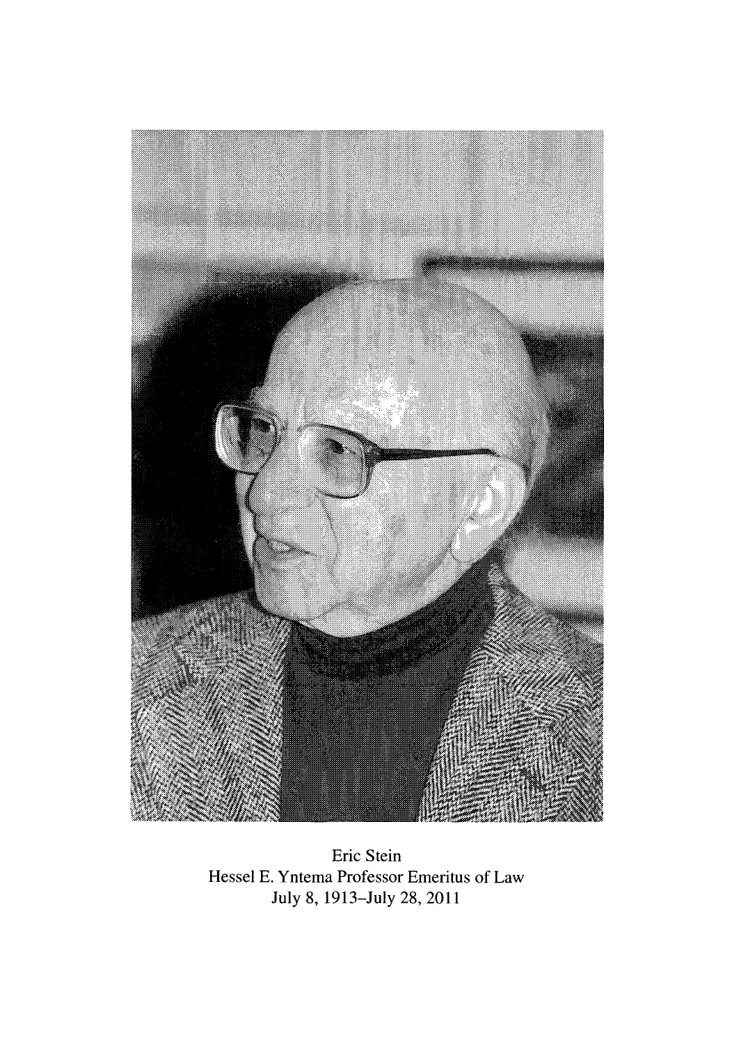Eric Stein
Hessel E. Yntema Professor Emeritus of Law
July 8, 1913–July 28, 2011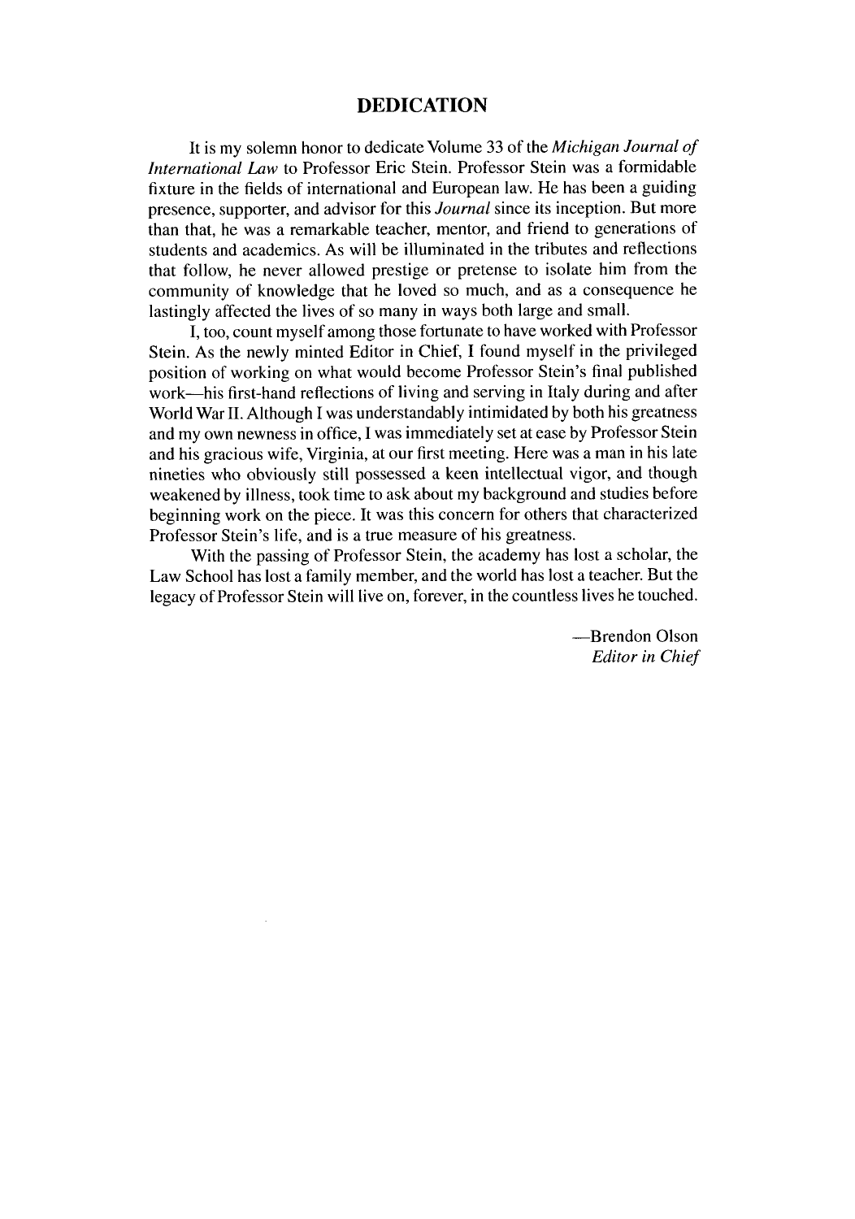# DEDICATION

It is my solemn honor to dedicate Volume 33 of the *Michigan Journal of International Law* to Professor Eric Stein. Professor Stein was a formidable fixture in the fields of international and European law. He has been a guiding presence, supporter, and advisor for this *Journal* since its inception. But more than that, he was a remarkable teacher, mentor, and friend to generations of students and academics. As will be illuminated in the tributes and reflections that follow, he never allowed prestige or pretense to isolate him from the community of knowledge that he loved so much, and as a consequence he lastingly affected the lives of so many in ways both large and small.

I, too, count myself among those fortunate to have worked with Professor Stein. As the newly minted Editor in Chief, I found myself in the privileged position of working on what would become Professor Stein's final published work—his first-hand reflections of living and serving in Italy during and after World War II. Although I was understandably intimidated by both his greatness and my own newness in office, I was immediately set at ease by Professor Stein and his gracious wife, Virginia, at our first meeting. Here was a man in his late nineties who obviously still possessed a keen intellectual vigor, and though weakened by illness, took time to ask about my background and studies before beginning work on the piece. It was this concern for others that characterized Professor Stein's life, and is a true measure of his greatness.

With the passing of Professor Stein, the academy has lost a scholar, the Law School has lost a family member, and the world has lost a teacher. But the legacy of Professor Stein will live on, forever, in the countless lives he touched.

—Brendon Olson
*Editor in Chief*